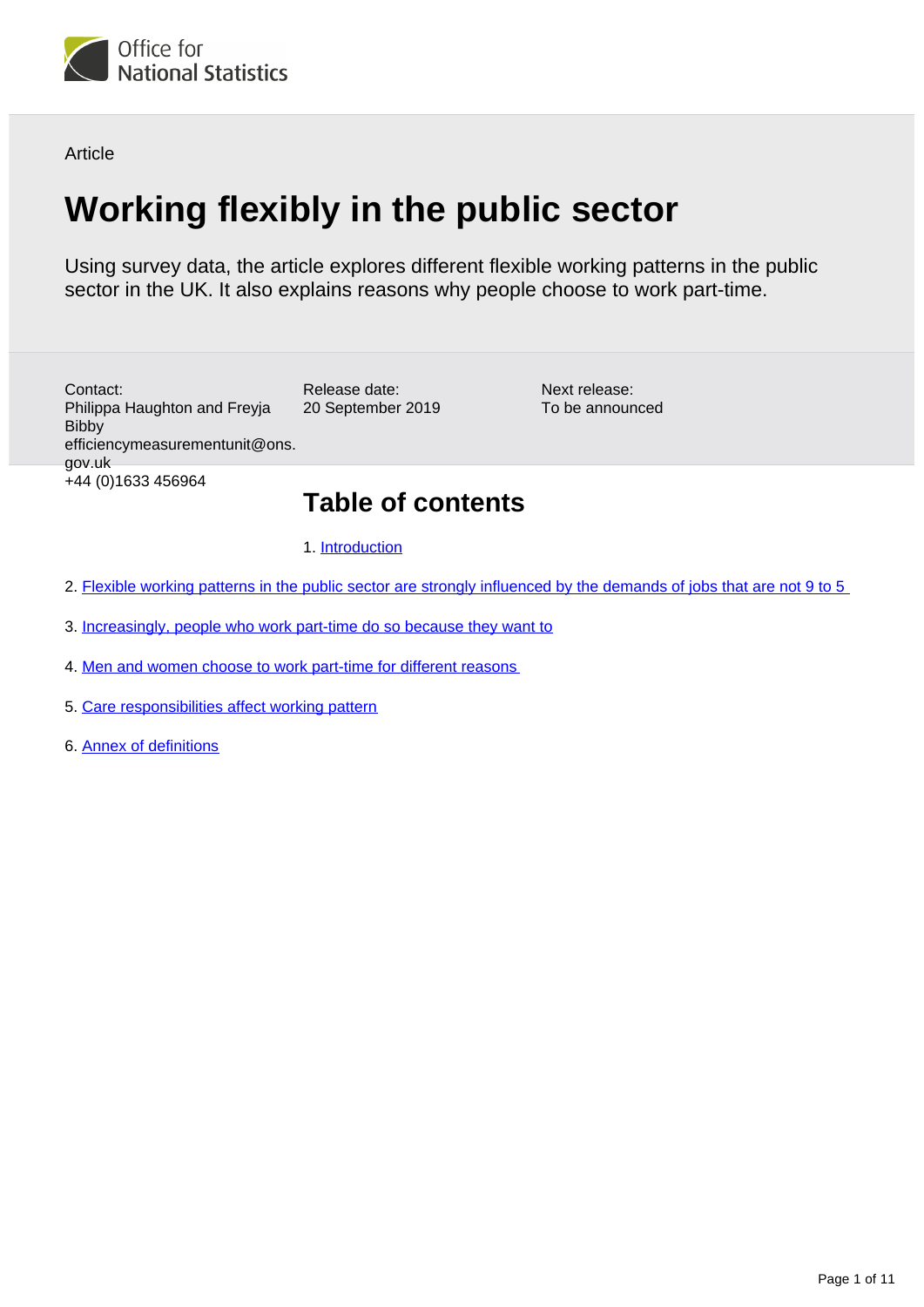Office for National Statistics

Article

# Working flexibly in the public sector

Using survey data, the article explores different flexible working patterns in the public sector in the UK. It also explains reasons why people choose to work part-time.

Contact:
Philippa Haughton and Freyja Bibby
efficiencymeasurementunit@ons.gov.uk
+44 (0)1633 456964

Release date:
20 September 2019

Next release:
To be announced

## Table of contents

1. Introduction
2. Flexible working patterns in the public sector are strongly influenced by the demands of jobs that are not 9 to 5
3. Increasingly, people who work part-time do so because they want to
4. Men and women choose to work part-time for different reasons
5. Care responsibilities affect working pattern
6. Annex of definitions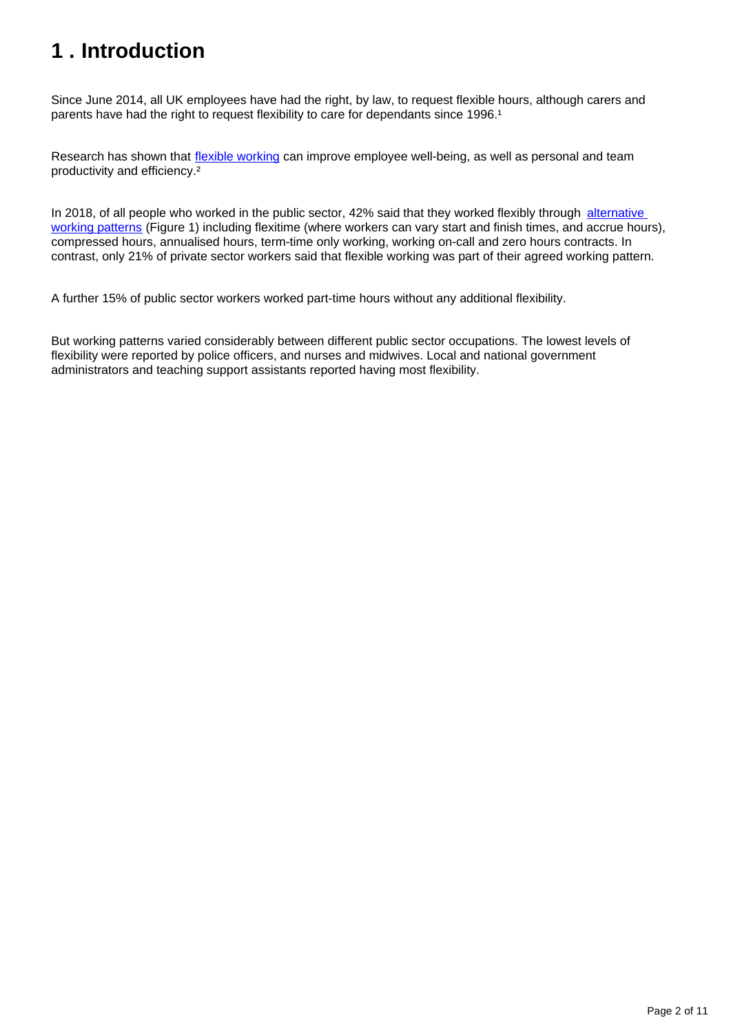# 1 . Introduction

Since June 2014, all UK employees have had the right, by law, to request flexible hours, although carers and parents have had the right to request flexibility to care for dependants since 1996.[1]

Research has shown that flexible working can improve employee well-being, as well as personal and team productivity and efficiency.[2]

In 2018, of all people who worked in the public sector, 42% said that they worked flexibly through alternative working patterns (Figure 1) including flexitime (where workers can vary start and finish times, and accrue hours), compressed hours, annualised hours, term-time only working, working on-call and zero hours contracts. In contrast, only 21% of private sector workers said that flexible working was part of their agreed working pattern.

A further 15% of public sector workers worked part-time hours without any additional flexibility.

But working patterns varied considerably between different public sector occupations. The lowest levels of flexibility were reported by police officers, and nurses and midwives. Local and national government administrators and teaching support assistants reported having most flexibility.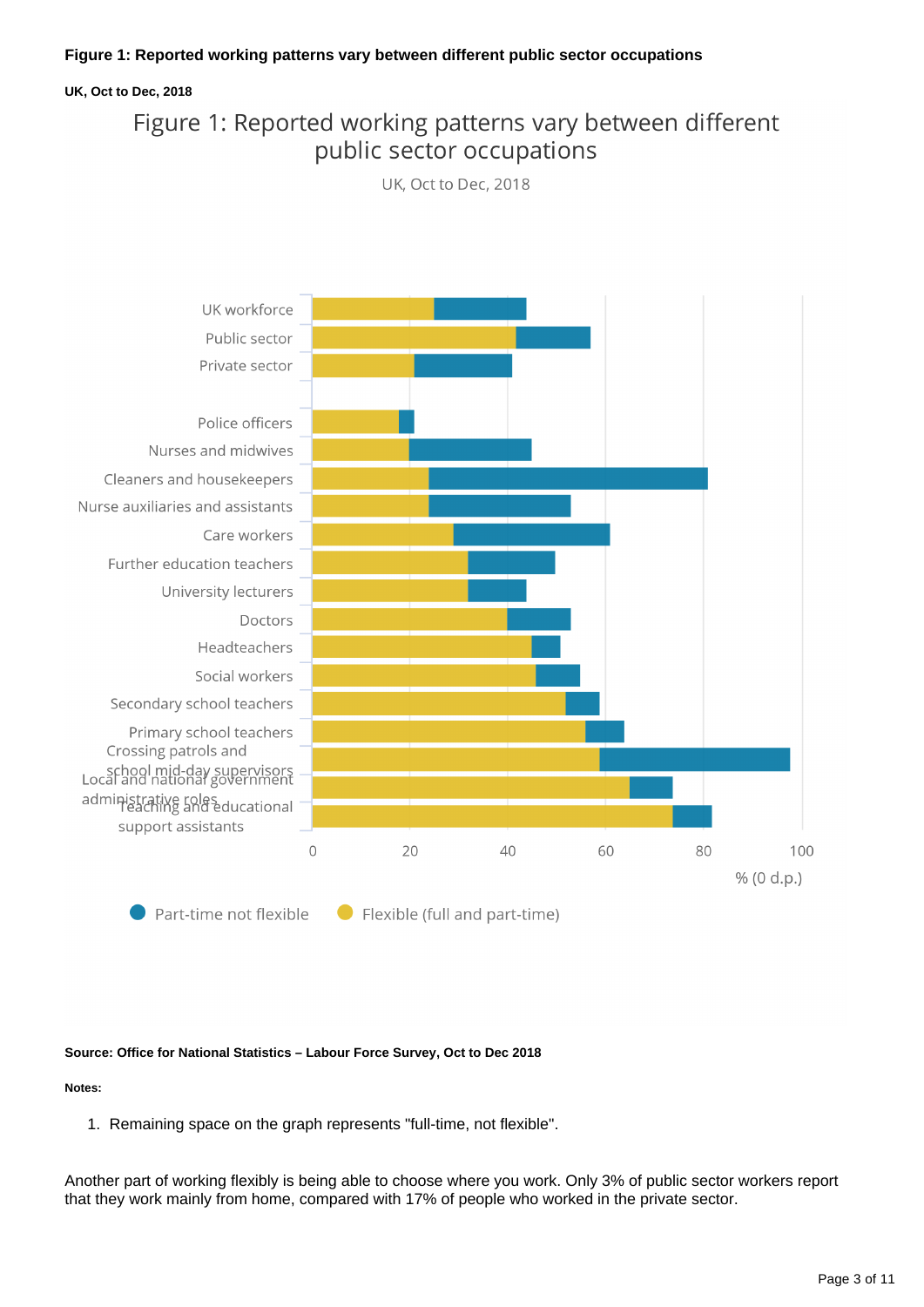**Figure 1: Reported working patterns vary between different public sector occupations**

**UK, Oct to Dec, 2018**

Figure 1: Reported working patterns vary between different public sector occupations

UK, Oct to Dec, 2018

| Category | Flexible (full and part-time) | Part-time not flexible |
|---|---|---|
| UK workforce | 25 | 19 |
| Public sector | 42 | 15 |
| Private sector | 21 | 20 |
| Police officers | 18 | 3 |
| Nurses and midwives | 20 | 25 |
| Cleaners and housekeepers | 24 | 57 |
| Nurse auxiliaries and assistants | 24 | 29 |
| Care workers | 29 | 32 |
| Further education teachers | 32 | 18 |
| University lecturers | 32 | 12 |
| Doctors | 40 | 13 |
| Headteachers | 45 | 6 |
| Social workers | 46 | 9 |
| Secondary school teachers | 52 | 7 |
| Primary school teachers | 56 | 8 |
| Crossing patrols and school mid-day supervisors | 59 | 39 |
| Local and national government administrative roles | 65 | 9 |
| Teaching and educational support assistants | 74 | 8 |

% (0 d.p.)

Part-time not flexible    Flexible (full and part-time)

**Source: Office for National Statistics – Labour Force Survey, Oct to Dec 2018**

**Notes:**

1. Remaining space on the graph represents "full-time, not flexible".

Another part of working flexibly is being able to choose where you work. Only 3% of public sector workers report that they work mainly from home, compared with 17% of people who worked in the private sector.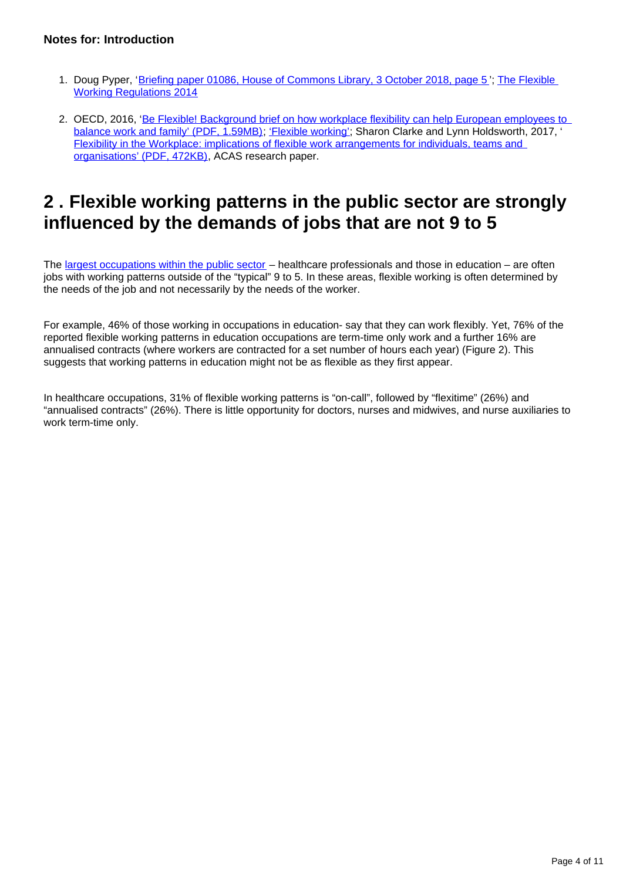#### Notes for: Introduction

1. Doug Pyper, 'Briefing paper 01086, House of Commons Library, 3 October 2018, page 5 '; The Flexible Working Regulations 2014

2. OECD, 2016, 'Be Flexible! Background brief on how workplace flexibility can help European employees to balance work and family' (PDF, 1.59MB); 'Flexible working'; Sharon Clarke and Lynn Holdsworth, 2017, ' Flexibility in the Workplace: implications of flexible work arrangements for individuals, teams and organisations' (PDF, 472KB), ACAS research paper.

## 2 . Flexible working patterns in the public sector are strongly influenced by the demands of jobs that are not 9 to 5

The largest occupations within the public sector – healthcare professionals and those in education – are often jobs with working patterns outside of the "typical" 9 to 5. In these areas, flexible working is often determined by the needs of the job and not necessarily by the needs of the worker.

For example, 46% of those working in occupations in education- say that they can work flexibly. Yet, 76% of the reported flexible working patterns in education occupations are term-time only work and a further 16% are annualised contracts (where workers are contracted for a set number of hours each year) (Figure 2). This suggests that working patterns in education might not be as flexible as they first appear.

In healthcare occupations, 31% of flexible working patterns is "on-call", followed by "flexitime" (26%) and "annualised contracts" (26%). There is little opportunity for doctors, nurses and midwives, and nurse auxiliaries to work term-time only.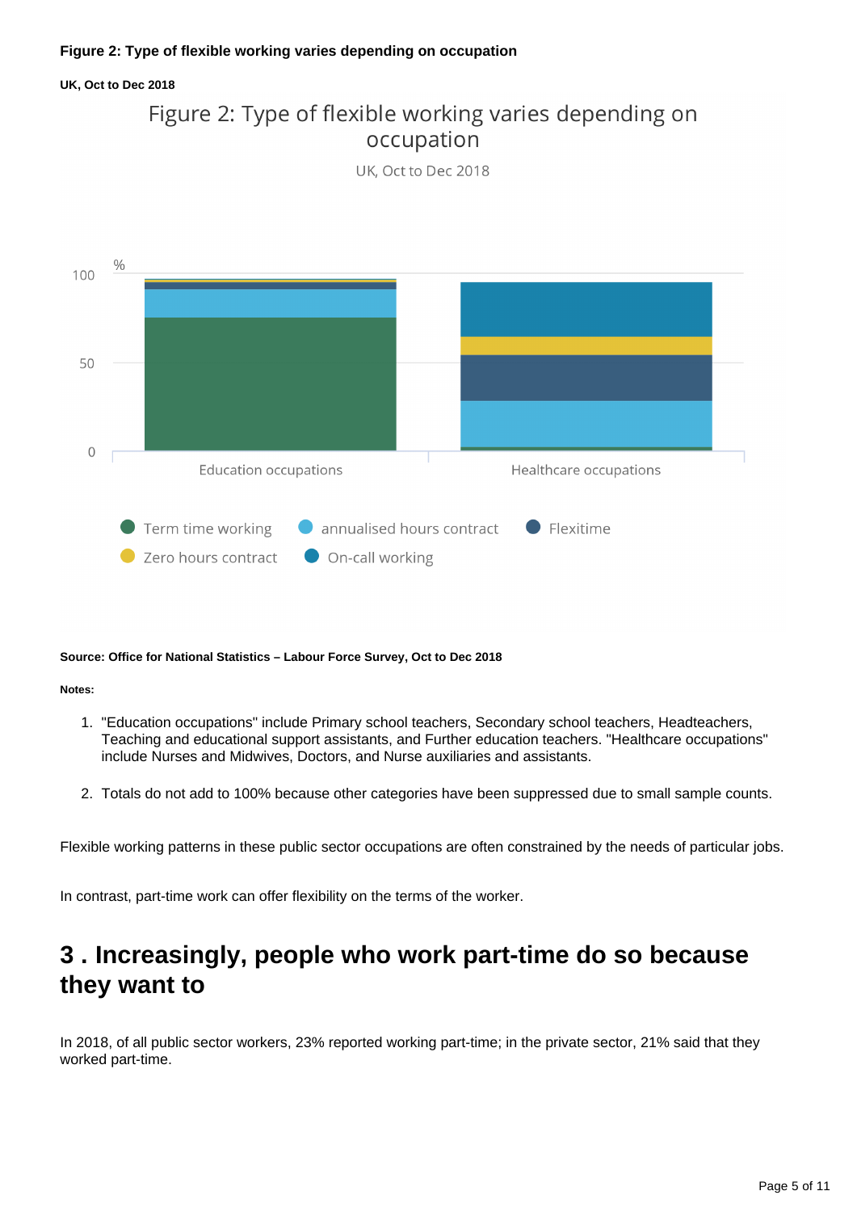**Figure 2: Type of flexible working varies depending on occupation**

**UK, Oct to Dec 2018**

**Source: Office for National Statistics – Labour Force Survey, Oct to Dec 2018**

**Notes:**

1. "Education occupations" include Primary school teachers, Secondary school teachers, Headteachers, Teaching and educational support assistants, and Further education teachers. "Healthcare occupations" include Nurses and Midwives, Doctors, and Nurse auxiliaries and assistants.
2. Totals do not add to 100% because other categories have been suppressed due to small sample counts.

Flexible working patterns in these public sector occupations are often constrained by the needs of particular jobs.

In contrast, part-time work can offer flexibility on the terms of the worker.

## 3 . Increasingly, people who work part-time do so because they want to

In 2018, of all public sector workers, 23% reported working part-time; in the private sector, 21% said that they worked part-time.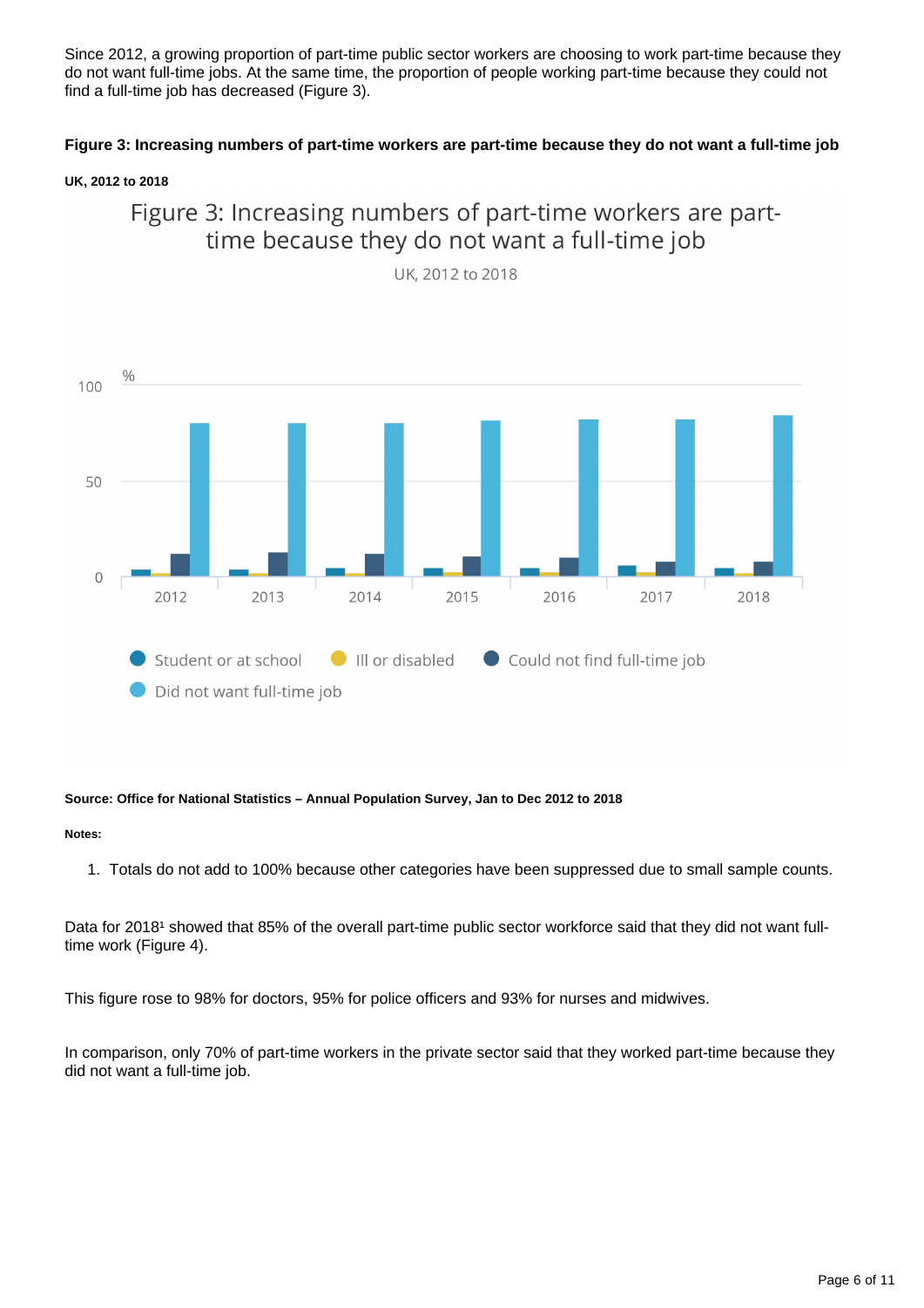Since 2012, a growing proportion of part-time public sector workers are choosing to work part-time because they do not want full-time jobs. At the same time, the proportion of people working part-time because they could not find a full-time job has decreased (Figure 3).

**Figure 3: Increasing numbers of part-time workers are part-time because they do not want a full-time job**

**UK, 2012 to 2018**

**Source: Office for National Statistics – Annual Population Survey, Jan to Dec 2012 to 2018**

**Notes:**

1. Totals do not add to 100% because other categories have been suppressed due to small sample counts.

Data for 2018[1] showed that 85% of the overall part-time public sector workforce said that they did not want full-time work (Figure 4).

This figure rose to 98% for doctors, 95% for police officers and 93% for nurses and midwives.

In comparison, only 70% of part-time workers in the private sector said that they worked part-time because they did not want a full-time job.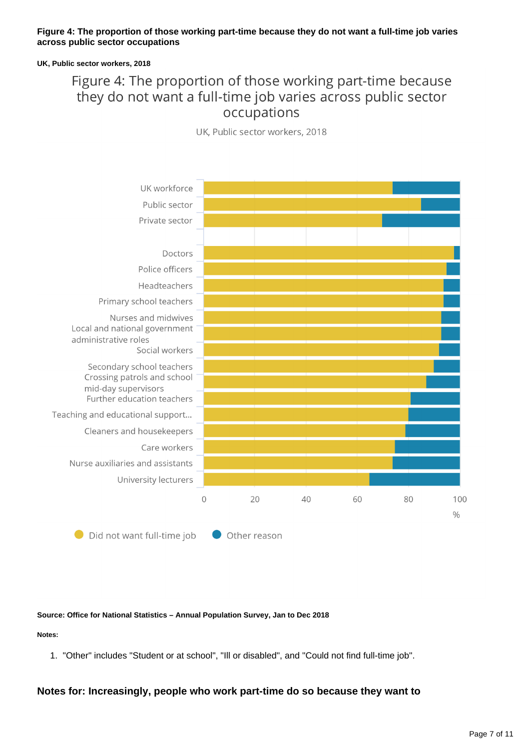**Figure 4: The proportion of those working part-time because they do not want a full-time job varies across public sector occupations**

**UK, Public sector workers, 2018**

Figure 4: The proportion of those working part-time because they do not want a full-time job varies across public sector occupations

UK, Public sector workers, 2018

**Source: Office for National Statistics – Annual Population Survey, Jan to Dec 2018**

**Notes:**

1. "Other" includes "Student or at school", "Ill or disabled", and "Could not find full-time job".

### Notes for: Increasingly, people who work part-time do so because they want to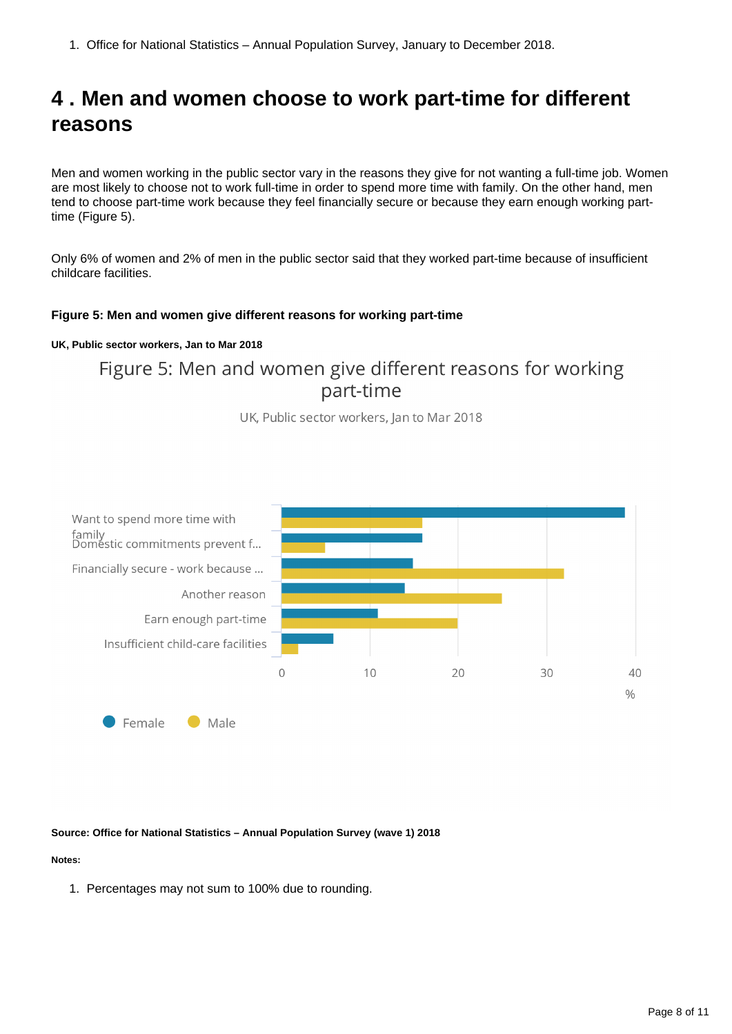1. Office for National Statistics – Annual Population Survey, January to December 2018.

## 4 . Men and women choose to work part-time for different reasons

Men and women working in the public sector vary in the reasons they give for not wanting a full-time job. Women are most likely to choose not to work full-time in order to spend more time with family. On the other hand, men tend to choose part-time work because they feel financially secure or because they earn enough working part-time (Figure 5).

Only 6% of women and 2% of men in the public sector said that they worked part-time because of insufficient childcare facilities.

**Figure 5: Men and women give different reasons for working part-time**

**UK, Public sector workers, Jan to Mar 2018**

Figure 5: Men and women give different reasons for working part-time

UK, Public sector workers, Jan to Mar 2018

| Reason | Female (%) | Male (%) |
|---|---|---|
| Want to spend more time with family | 39 | 16 |
| Domestic commitments prevent f... | 16 | 5 |
| Financially secure - work because ... | 15 | 32 |
| Another reason | 14 | 25 |
| Earn enough part-time | 11 | 20 |
| Insufficient child-care facilities | 6 | 2 |

**Source: Office for National Statistics – Annual Population Survey (wave 1) 2018**

**Notes:**

1. Percentages may not sum to 100% due to rounding.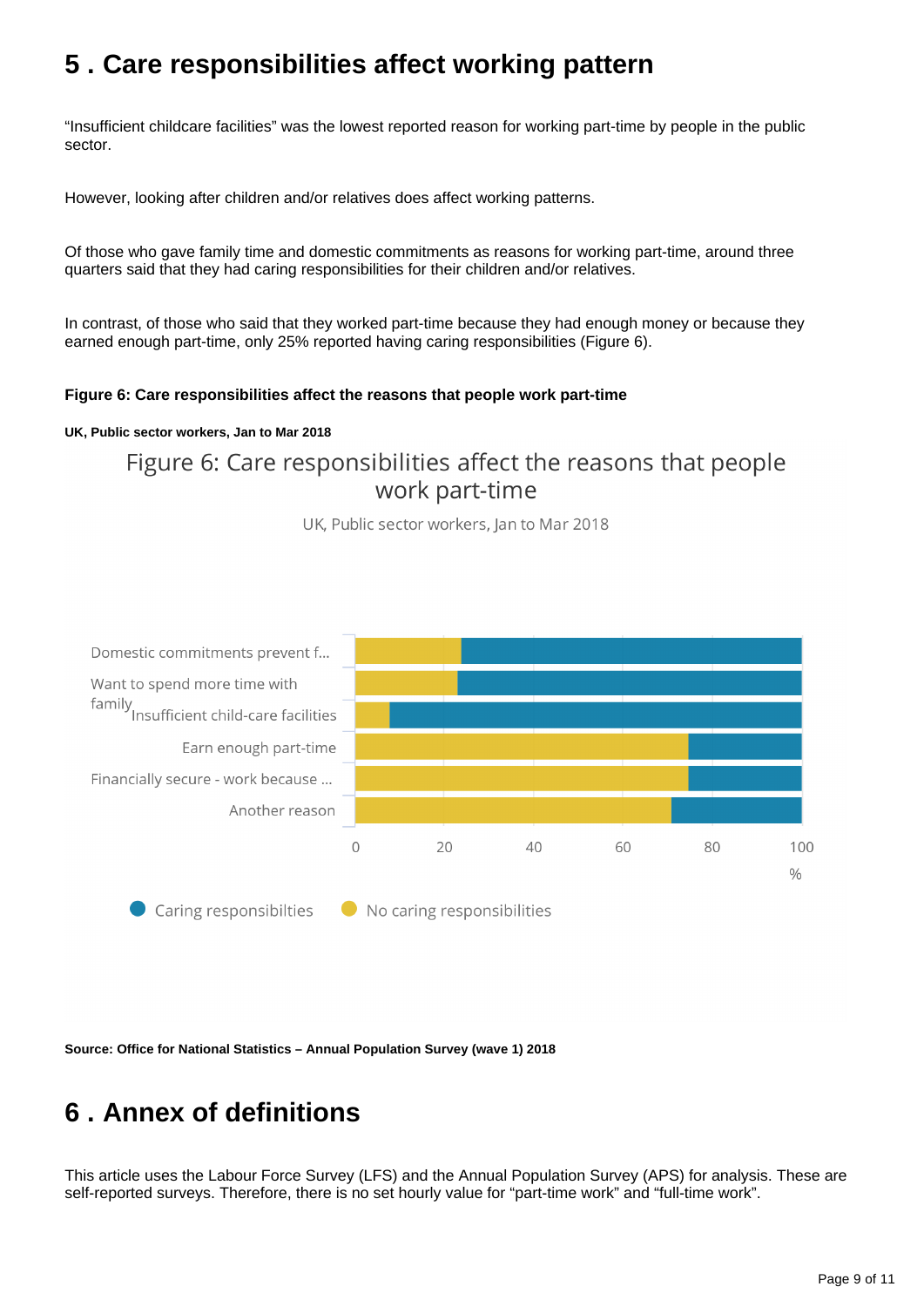## 5 . Care responsibilities affect working pattern

"Insufficient childcare facilities" was the lowest reported reason for working part-time by people in the public sector.

However, looking after children and/or relatives does affect working patterns.

Of those who gave family time and domestic commitments as reasons for working part-time, around three quarters said that they had caring responsibilities for their children and/or relatives.

In contrast, of those who said that they worked part-time because they had enough money or because they earned enough part-time, only 25% reported having caring responsibilities (Figure 6).

**Figure 6: Care responsibilities affect the reasons that people work part-time**

**UK, Public sector workers, Jan to Mar 2018**

Figure 6: Care responsibilities affect the reasons that people work part-time

UK, Public sector workers, Jan to Mar 2018

Domestic commitments prevent f...

Want to spend more time with family

Insufficient child-care facilities

Earn enough part-time

Financially secure - work because ...

Another reason

0 20 40 60 80 100

%

Caring responsibilties    No caring responsibilities

**Source: Office for National Statistics – Annual Population Survey (wave 1) 2018**

## 6 . Annex of definitions

This article uses the Labour Force Survey (LFS) and the Annual Population Survey (APS) for analysis. These are self-reported surveys. Therefore, there is no set hourly value for "part-time work" and "full-time work".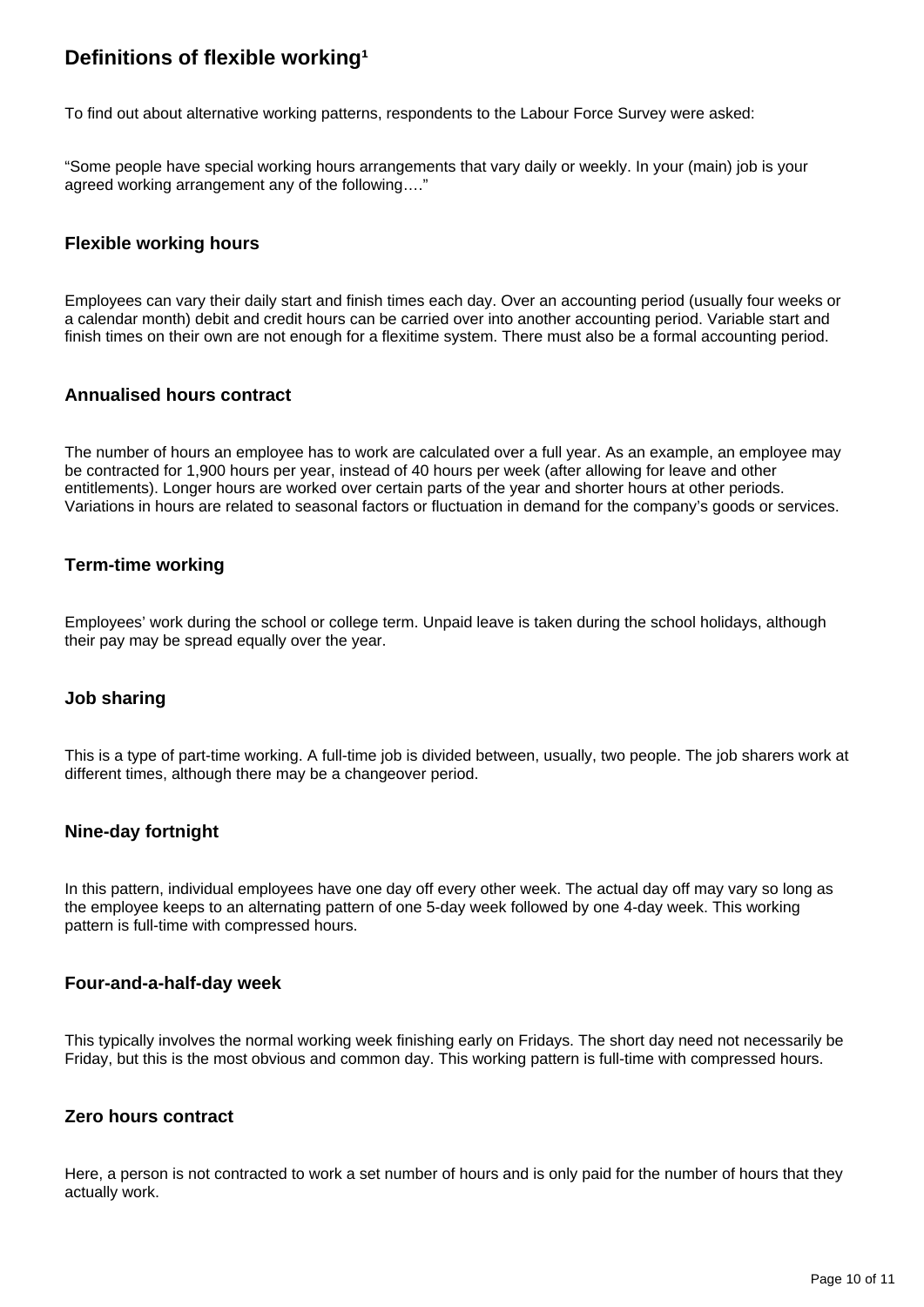## Definitions of flexible working[1]

To find out about alternative working patterns, respondents to the Labour Force Survey were asked:

“Some people have special working hours arrangements that vary daily or weekly. In your (main) job is your agreed working arrangement any of the following….”

### Flexible working hours

Employees can vary their daily start and finish times each day. Over an accounting period (usually four weeks or a calendar month) debit and credit hours can be carried over into another accounting period. Variable start and finish times on their own are not enough for a flexitime system. There must also be a formal accounting period.

### Annualised hours contract

The number of hours an employee has to work are calculated over a full year. As an example, an employee may be contracted for 1,900 hours per year, instead of 40 hours per week (after allowing for leave and other entitlements). Longer hours are worked over certain parts of the year and shorter hours at other periods. Variations in hours are related to seasonal factors or fluctuation in demand for the company’s goods or services.

### Term-time working

Employees’ work during the school or college term. Unpaid leave is taken during the school holidays, although their pay may be spread equally over the year.

### Job sharing

This is a type of part-time working. A full-time job is divided between, usually, two people. The job sharers work at different times, although there may be a changeover period.

### Nine-day fortnight

In this pattern, individual employees have one day off every other week. The actual day off may vary so long as the employee keeps to an alternating pattern of one 5-day week followed by one 4-day week. This working pattern is full-time with compressed hours.

### Four-and-a-half-day week

This typically involves the normal working week finishing early on Fridays. The short day need not necessarily be Friday, but this is the most obvious and common day. This working pattern is full-time with compressed hours.

### Zero hours contract

Here, a person is not contracted to work a set number of hours and is only paid for the number of hours that they actually work.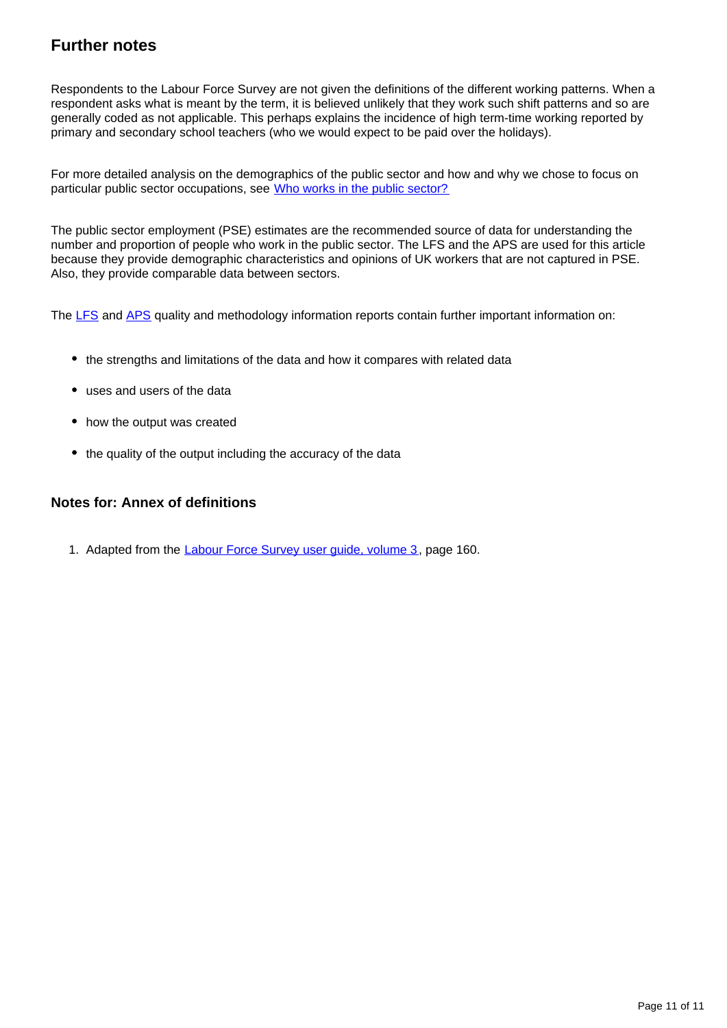## Further notes

Respondents to the Labour Force Survey are not given the definitions of the different working patterns. When a respondent asks what is meant by the term, it is believed unlikely that they work such shift patterns and so are generally coded as not applicable. This perhaps explains the incidence of high term-time working reported by primary and secondary school teachers (who we would expect to be paid over the holidays).

For more detailed analysis on the demographics of the public sector and how and why we chose to focus on particular public sector occupations, see Who works in the public sector?

The public sector employment (PSE) estimates are the recommended source of data for understanding the number and proportion of people who work in the public sector. The LFS and the APS are used for this article because they provide demographic characteristics and opinions of UK workers that are not captured in PSE. Also, they provide comparable data between sectors.

The LFS and APS quality and methodology information reports contain further important information on:

- the strengths and limitations of the data and how it compares with related data
- uses and users of the data
- how the output was created
- the quality of the output including the accuracy of the data

### Notes for: Annex of definitions

1. Adapted from the Labour Force Survey user guide, volume 3, page 160.